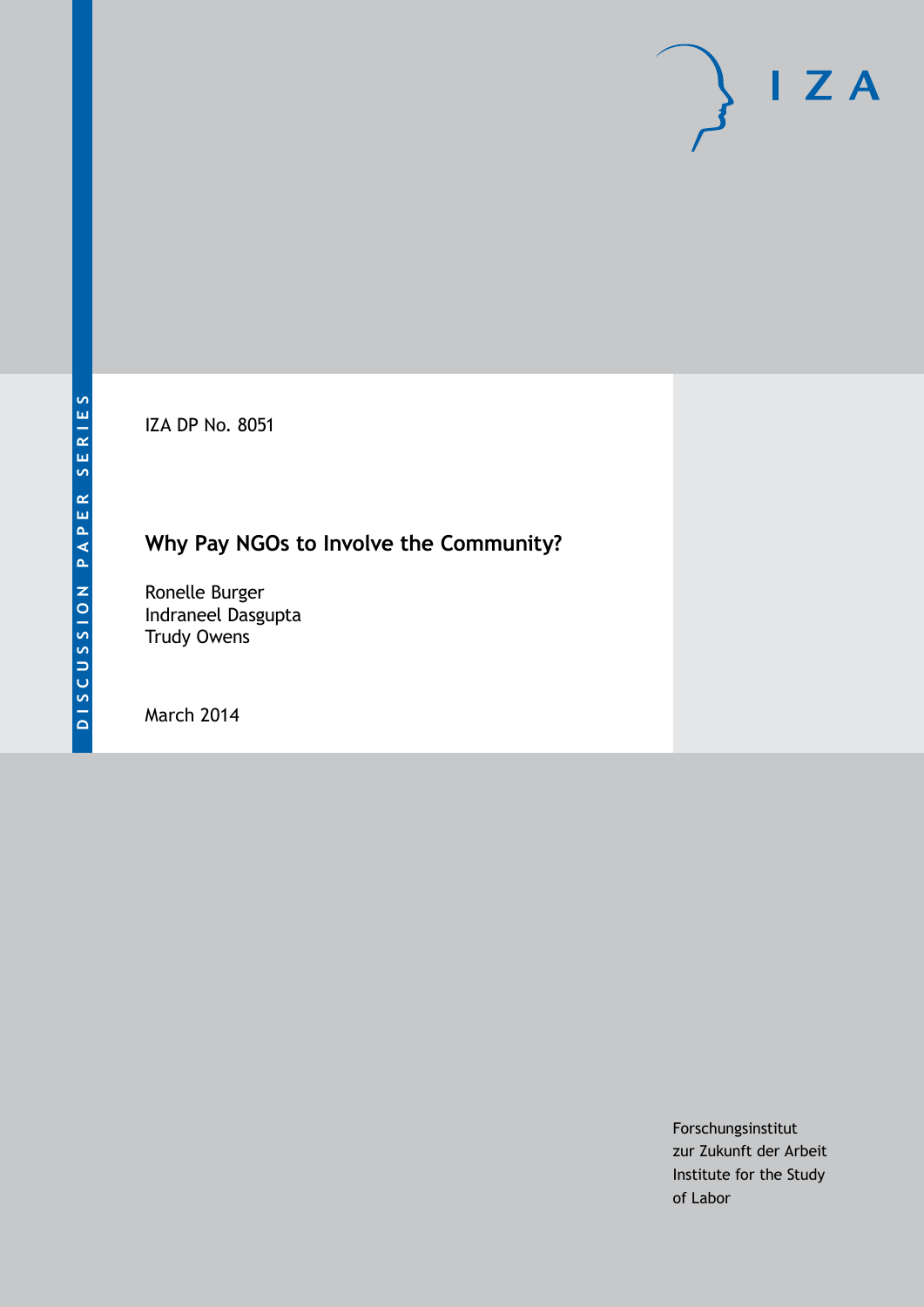DISCUSSION PAPER SERIES

IZA DP No. 8051

# Why Pay NGOs to Involve the Community?

Ronelle Burger
Indraneel Dasgupta
Trudy Owens

March 2014

Forschungsinstitut
zur Zukunft der Arbeit
Institute for the Study
of Labor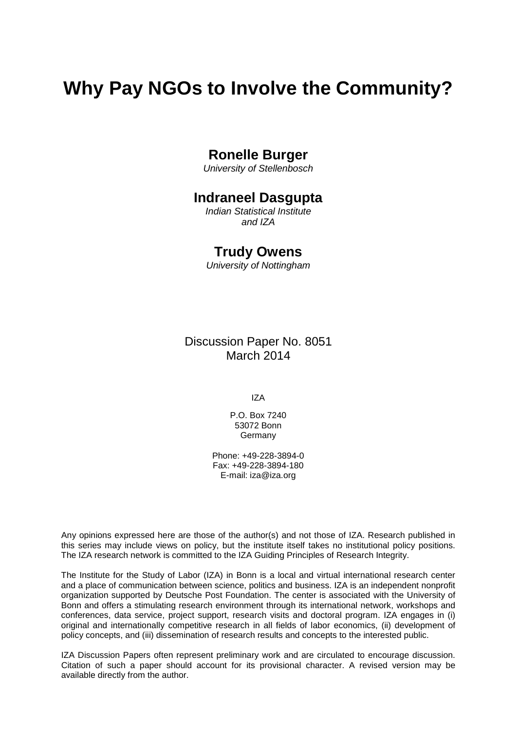# Why Pay NGOs to Involve the Community?

**Ronelle Burger**
*University of Stellenbosch*

**Indraneel Dasgupta**
*Indian Statistical Institute and IZA*

**Trudy Owens**
*University of Nottingham*

Discussion Paper No. 8051
March 2014

IZA

P.O. Box 7240
53072 Bonn
Germany

Phone: +49-228-3894-0
Fax: +49-228-3894-180
E-mail: iza@iza.org

Any opinions expressed here are those of the author(s) and not those of IZA. Research published in this series may include views on policy, but the institute itself takes no institutional policy positions. The IZA research network is committed to the IZA Guiding Principles of Research Integrity.

The Institute for the Study of Labor (IZA) in Bonn is a local and virtual international research center and a place of communication between science, politics and business. IZA is an independent nonprofit organization supported by Deutsche Post Foundation. The center is associated with the University of Bonn and offers a stimulating research environment through its international network, workshops and conferences, data service, project support, research visits and doctoral program. IZA engages in (i) original and internationally competitive research in all fields of labor economics, (ii) development of policy concepts, and (iii) dissemination of research results and concepts to the interested public.

IZA Discussion Papers often represent preliminary work and are circulated to encourage discussion. Citation of such a paper should account for its provisional character. A revised version may be available directly from the author.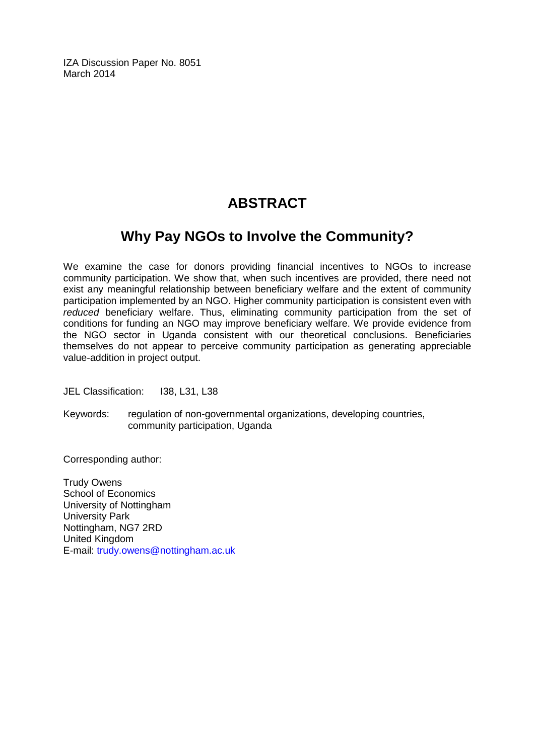IZA Discussion Paper No. 8051
March 2014

# ABSTRACT

## Why Pay NGOs to Involve the Community?

We examine the case for donors providing financial incentives to NGOs to increase community participation. We show that, when such incentives are provided, there need not exist any meaningful relationship between beneficiary welfare and the extent of community participation implemented by an NGO. Higher community participation is consistent even with *reduced* beneficiary welfare. Thus, eliminating community participation from the set of conditions for funding an NGO may improve beneficiary welfare. We provide evidence from the NGO sector in Uganda consistent with our theoretical conclusions. Beneficiaries themselves do not appear to perceive community participation as generating appreciable value-addition in project output.

JEL Classification: I38, L31, L38

Keywords: regulation of non-governmental organizations, developing countries, community participation, Uganda

Corresponding author:

Trudy Owens
School of Economics
University of Nottingham
University Park
Nottingham, NG7 2RD
United Kingdom
E-mail: trudy.owens@nottingham.ac.uk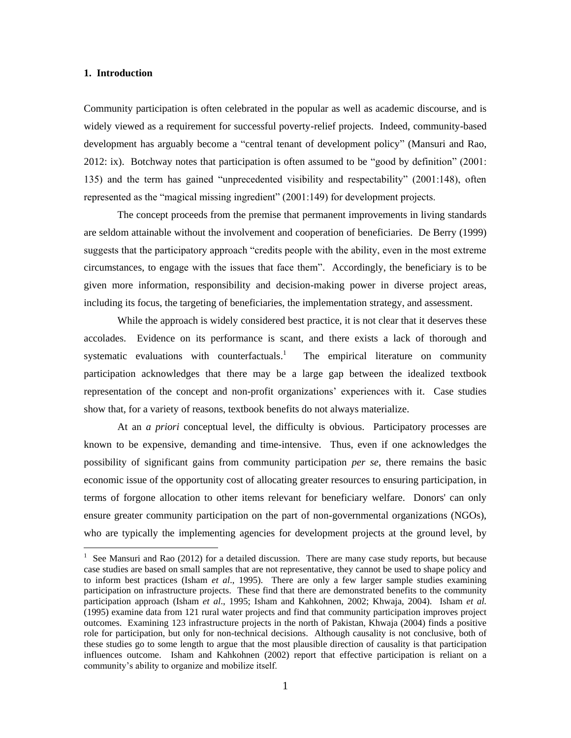## 1. Introduction

Community participation is often celebrated in the popular as well as academic discourse, and is widely viewed as a requirement for successful poverty-relief projects. Indeed, community-based development has arguably become a "central tenant of development policy" (Mansuri and Rao, 2012: ix). Botchway notes that participation is often assumed to be "good by definition" (2001: 135) and the term has gained "unprecedented visibility and respectability" (2001:148), often represented as the "magical missing ingredient" (2001:149) for development projects.

The concept proceeds from the premise that permanent improvements in living standards are seldom attainable without the involvement and cooperation of beneficiaries. De Berry (1999) suggests that the participatory approach "credits people with the ability, even in the most extreme circumstances, to engage with the issues that face them". Accordingly, the beneficiary is to be given more information, responsibility and decision-making power in diverse project areas, including its focus, the targeting of beneficiaries, the implementation strategy, and assessment.

While the approach is widely considered best practice, it is not clear that it deserves these accolades. Evidence on its performance is scant, and there exists a lack of thorough and systematic evaluations with counterfactuals.[1] The empirical literature on community participation acknowledges that there may be a large gap between the idealized textbook representation of the concept and non-profit organizations' experiences with it. Case studies show that, for a variety of reasons, textbook benefits do not always materialize.

At an *a priori* conceptual level, the difficulty is obvious. Participatory processes are known to be expensive, demanding and time-intensive. Thus, even if one acknowledges the possibility of significant gains from community participation *per se*, there remains the basic economic issue of the opportunity cost of allocating greater resources to ensuring participation, in terms of forgone allocation to other items relevant for beneficiary welfare. Donors' can only ensure greater community participation on the part of non-governmental organizations (NGOs), who are typically the implementing agencies for development projects at the ground level, by

---

[1] See Mansuri and Rao (2012) for a detailed discussion. There are many case study reports, but because case studies are based on small samples that are not representative, they cannot be used to shape policy and to inform best practices (Isham *et al*., 1995). There are only a few larger sample studies examining participation on infrastructure projects. These find that there are demonstrated benefits to the community participation approach (Isham *et al*., 1995; Isham and Kahkohnen, 2002; Khwaja, 2004). Isham *et al.* (1995) examine data from 121 rural water projects and find that community participation improves project outcomes. Examining 123 infrastructure projects in the north of Pakistan, Khwaja (2004) finds a positive role for participation, but only for non-technical decisions. Although causality is not conclusive, both of these studies go to some length to argue that the most plausible direction of causality is that participation influences outcome. Isham and Kahkohnen (2002) report that effective participation is reliant on a community's ability to organize and mobilize itself.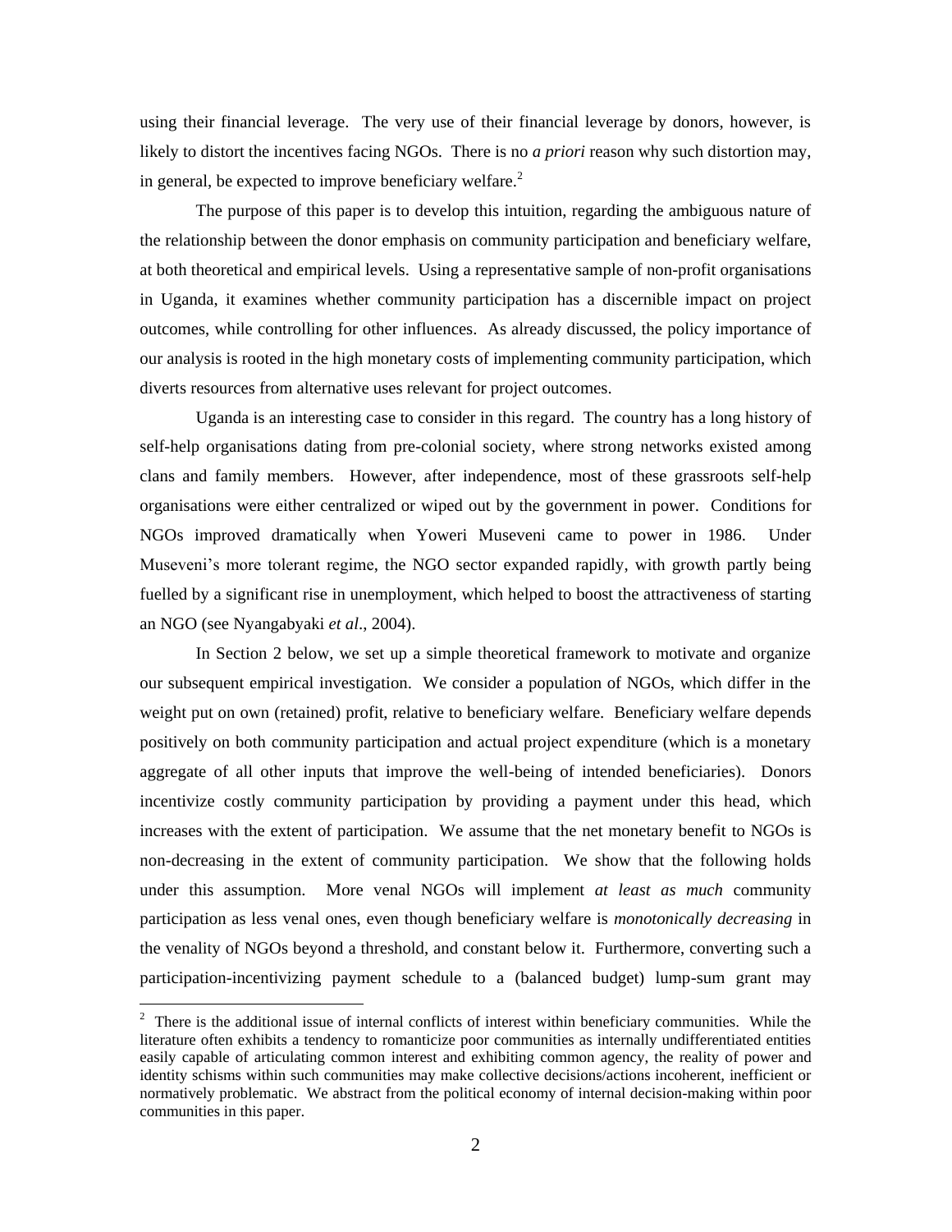using their financial leverage. The very use of their financial leverage by donors, however, is likely to distort the incentives facing NGOs. There is no *a priori* reason why such distortion may, in general, be expected to improve beneficiary welfare.[2]

The purpose of this paper is to develop this intuition, regarding the ambiguous nature of the relationship between the donor emphasis on community participation and beneficiary welfare, at both theoretical and empirical levels. Using a representative sample of non-profit organisations in Uganda, it examines whether community participation has a discernible impact on project outcomes, while controlling for other influences. As already discussed, the policy importance of our analysis is rooted in the high monetary costs of implementing community participation, which diverts resources from alternative uses relevant for project outcomes.

Uganda is an interesting case to consider in this regard. The country has a long history of self-help organisations dating from pre-colonial society, where strong networks existed among clans and family members. However, after independence, most of these grassroots self-help organisations were either centralized or wiped out by the government in power. Conditions for NGOs improved dramatically when Yoweri Museveni came to power in 1986. Under Museveni's more tolerant regime, the NGO sector expanded rapidly, with growth partly being fuelled by a significant rise in unemployment, which helped to boost the attractiveness of starting an NGO (see Nyangabyaki *et al*., 2004).

In Section 2 below, we set up a simple theoretical framework to motivate and organize our subsequent empirical investigation. We consider a population of NGOs, which differ in the weight put on own (retained) profit, relative to beneficiary welfare. Beneficiary welfare depends positively on both community participation and actual project expenditure (which is a monetary aggregate of all other inputs that improve the well-being of intended beneficiaries). Donors incentivize costly community participation by providing a payment under this head, which increases with the extent of participation. We assume that the net monetary benefit to NGOs is non-decreasing in the extent of community participation. We show that the following holds under this assumption. More venal NGOs will implement *at least as much* community participation as less venal ones, even though beneficiary welfare is *monotonically decreasing* in the venality of NGOs beyond a threshold, and constant below it. Furthermore, converting such a participation-incentivizing payment schedule to a (balanced budget) lump-sum grant may

[2] There is the additional issue of internal conflicts of interest within beneficiary communities. While the literature often exhibits a tendency to romanticize poor communities as internally undifferentiated entities easily capable of articulating common interest and exhibiting common agency, the reality of power and identity schisms within such communities may make collective decisions/actions incoherent, inefficient or normatively problematic. We abstract from the political economy of internal decision-making within poor communities in this paper.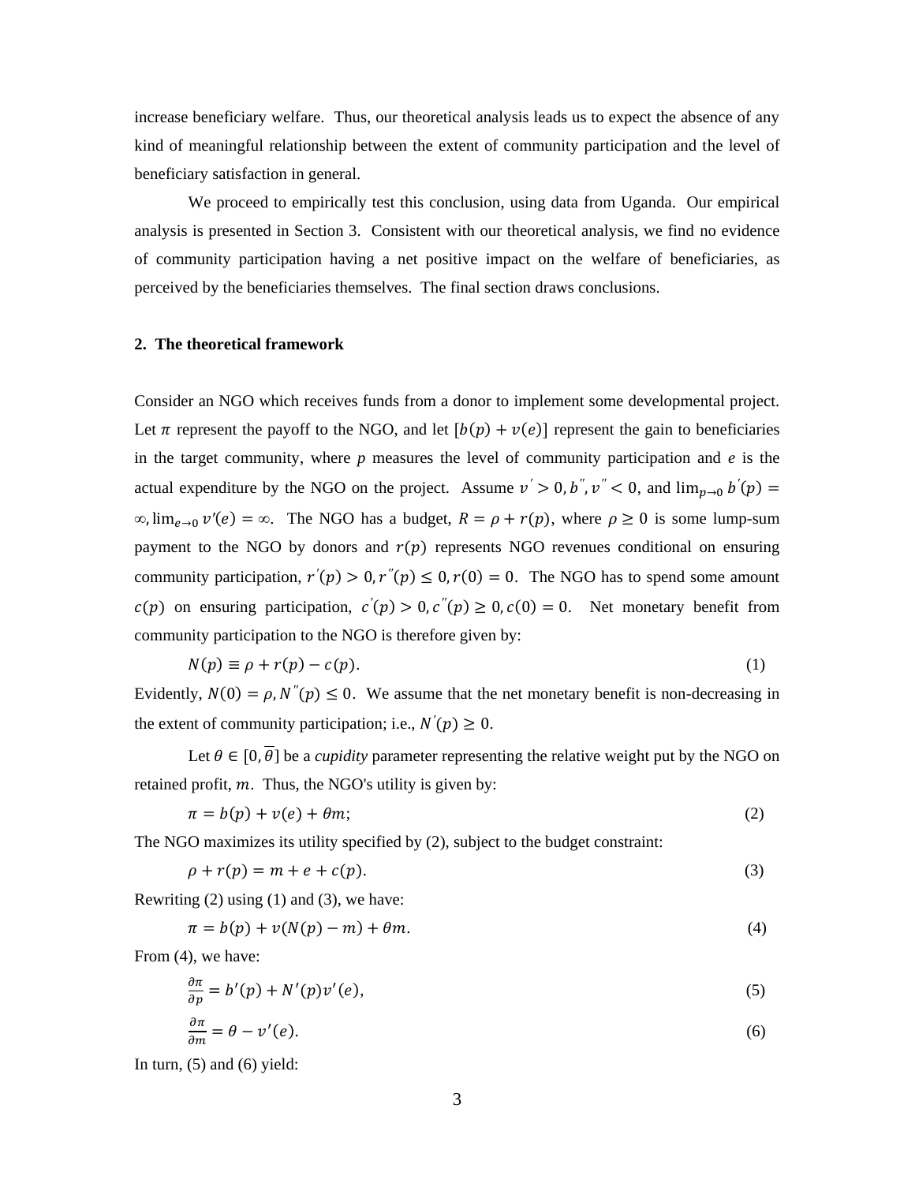increase beneficiary welfare. Thus, our theoretical analysis leads us to expect the absence of any kind of meaningful relationship between the extent of community participation and the level of beneficiary satisfaction in general.

We proceed to empirically test this conclusion, using data from Uganda. Our empirical analysis is presented in Section 3. Consistent with our theoretical analysis, we find no evidence of community participation having a net positive impact on the welfare of beneficiaries, as perceived by the beneficiaries themselves. The final section draws conclusions.

## 2. The theoretical framework

Consider an NGO which receives funds from a donor to implement some developmental project. Let $\pi$ represent the payoff to the NGO, and let $[b(p) + v(e)]$ represent the gain to beneficiaries in the target community, where $p$ measures the level of community participation and $e$ is the actual expenditure by the NGO on the project. Assume $v' > 0, b'', v'' < 0$, and $\lim_{p \to 0} b'(p) = \infty, \lim_{e \to 0} v'(e) = \infty$. The NGO has a budget, $R = \rho + r(p)$, where $\rho \geq 0$ is some lump-sum payment to the NGO by donors and $r(p)$ represents NGO revenues conditional on ensuring community participation, $r'(p) > 0, r''(p) \leq 0, r(0) = 0$. The NGO has to spend some amount $c(p)$ on ensuring participation, $c'(p) > 0, c''(p) \geq 0, c(0) = 0$. Net monetary benefit from community participation to the NGO is therefore given by:

$$N(p) \equiv \rho + r(p) - c(p). \tag{1}$$

Evidently, $N(0) = \rho, N''(p) \leq 0$. We assume that the net monetary benefit is non-decreasing in the extent of community participation; i.e., $N'(p) \geq 0$.

Let $\theta \in [0, \overline{\theta}]$ be a *cupidity* parameter representing the relative weight put by the NGO on retained profit, $m$. Thus, the NGO's utility is given by:

$$\pi = b(p) + v(e) + \theta m; \tag{2}$$

The NGO maximizes its utility specified by (2), subject to the budget constraint:

$$\rho + r(p) = m + e + c(p). \tag{3}$$

Rewriting (2) using (1) and (3), we have:

$$\pi = b(p) + v(N(p) - m) + \theta m. \tag{4}$$

From (4), we have:

$$\frac{\partial \pi}{\partial p} = b'(p) + N'(p)v'(e), \tag{5}$$

$$\frac{\partial \pi}{\partial m} = \theta - v'(e). \tag{6}$$

In turn, (5) and (6) yield: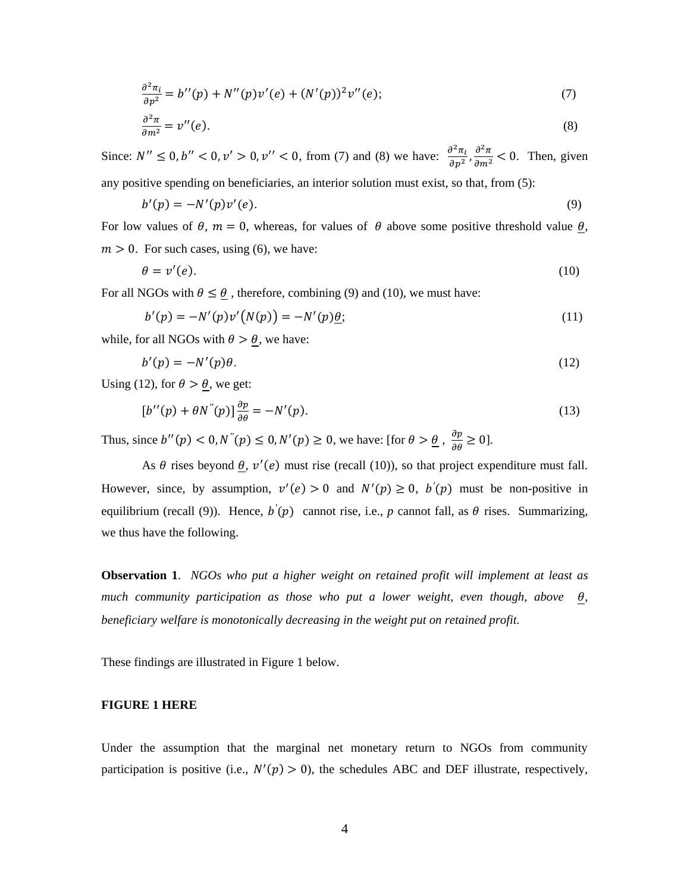$$\frac{\partial^2 \pi_i}{\partial p^2} = b''(p) + N''(p)v'(e) + (N'(p))^2 v''(e); \tag{7}$$

$$\frac{\partial^2 \pi}{\partial m^2} = v''(e). \tag{8}$$

Since: $N'' \leq 0, b'' < 0, v' > 0, v'' < 0$, from (7) and (8) we have: $\frac{\partial^2 \pi_i}{\partial p^2}, \frac{\partial^2 \pi}{\partial m^2} < 0$. Then, given any positive spending on beneficiaries, an interior solution must exist, so that, from (5):

$$b'(p) = -N'(p)v'(e). \tag{9}$$

For low values of $\theta$, $m = 0$, whereas, for values of $\theta$ above some positive threshold value $\underline{\theta}$, $m > 0$. For such cases, using (6), we have:

$$\theta = v'(e). \tag{10}$$

For all NGOs with $\theta \leq \underline{\theta}$ , therefore, combining (9) and (10), we must have:

$$b'(p) = -N'(p)v'\big(N(p)\big) = -N'(p)\underline{\theta}; \tag{11}$$

while, for all NGOs with $\theta > \underline{\theta}$, we have:

$$b'(p) = -N'(p)\theta. \tag{12}$$

Using (12), for $\theta > \underline{\theta}$, we get:

$$[b''(p) + \theta N''(p)]\frac{\partial p}{\partial \theta} = -N'(p). \tag{13}$$

Thus, since $b''(p) < 0, N''(p) \leq 0, N'(p) \geq 0$, we have: [for $\theta > \underline{\theta}$ , $\frac{\partial p}{\partial \theta} \geq 0$].

As $\theta$ rises beyond $\underline{\theta}$, $v'(e)$ must rise (recall (10)), so that project expenditure must fall. However, since, by assumption, $v'(e) > 0$ and $N'(p) \geq 0$, $b'(p)$ must be non-positive in equilibrium (recall (9)). Hence, $b'(p)$ cannot rise, i.e., $p$ cannot fall, as $\theta$ rises. Summarizing, we thus have the following.

**Observation 1**. *NGOs who put a higher weight on retained profit will implement at least as much community participation as those who put a lower weight, even though, above* $\underline{\theta}$, *beneficiary welfare is monotonically decreasing in the weight put on retained profit.*

These findings are illustrated in Figure 1 below.

**FIGURE 1 HERE**

Under the assumption that the marginal net monetary return to NGOs from community participation is positive (i.e., $N'(p) > 0$), the schedules ABC and DEF illustrate, respectively,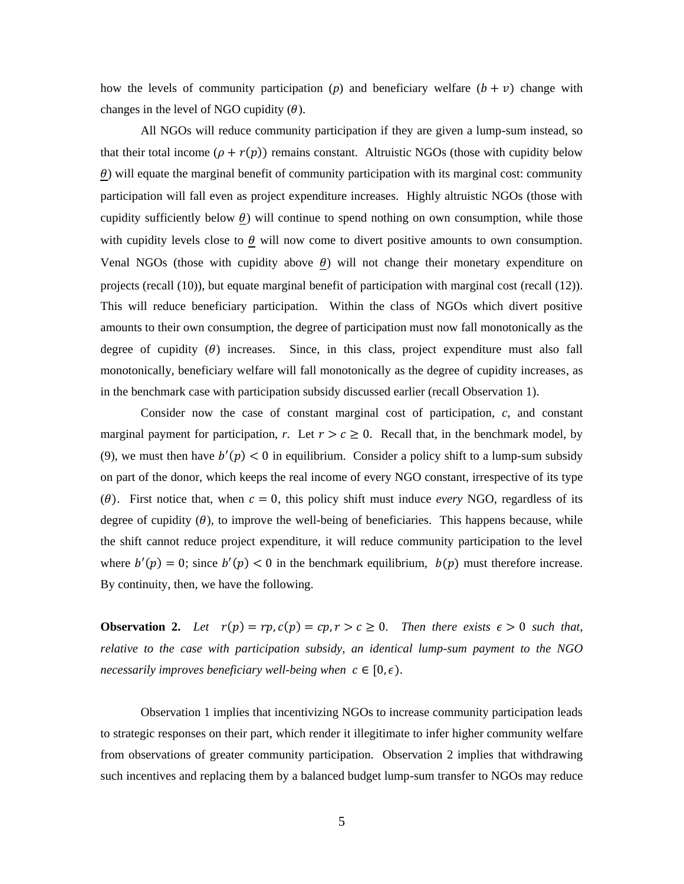how the levels of community participation ($p$) and beneficiary welfare ($b + v$) change with changes in the level of NGO cupidity ($\theta$).

All NGOs will reduce community participation if they are given a lump-sum instead, so that their total income ($\rho + r(p)$) remains constant. Altruistic NGOs (those with cupidity below $\underline{\theta}$) will equate the marginal benefit of community participation with its marginal cost: community participation will fall even as project expenditure increases. Highly altruistic NGOs (those with cupidity sufficiently below $\underline{\theta}$) will continue to spend nothing on own consumption, while those with cupidity levels close to $\underline{\theta}$ will now come to divert positive amounts to own consumption. Venal NGOs (those with cupidity above $\underline{\theta}$) will not change their monetary expenditure on projects (recall (10)), but equate marginal benefit of participation with marginal cost (recall (12)). This will reduce beneficiary participation. Within the class of NGOs which divert positive amounts to their own consumption, the degree of participation must now fall monotonically as the degree of cupidity ($\theta$) increases. Since, in this class, project expenditure must also fall monotonically, beneficiary welfare will fall monotonically as the degree of cupidity increases, as in the benchmark case with participation subsidy discussed earlier (recall Observation 1).

Consider now the case of constant marginal cost of participation, $c$, and constant marginal payment for participation, $r$. Let $r > c \geq 0$. Recall that, in the benchmark model, by (9), we must then have $b'(p) < 0$ in equilibrium. Consider a policy shift to a lump-sum subsidy on part of the donor, which keeps the real income of every NGO constant, irrespective of its type ($\theta$). First notice that, when $c = 0$, this policy shift must induce *every* NGO, regardless of its degree of cupidity ($\theta$), to improve the well-being of beneficiaries. This happens because, while the shift cannot reduce project expenditure, it will reduce community participation to the level where $b'(p) = 0$; since $b'(p) < 0$ in the benchmark equilibrium, $b(p)$ must therefore increase. By continuity, then, we have the following.

**Observation 2.** *Let* $r(p) = rp, c(p) = cp, r > c \geq 0$. *Then there exists* $\epsilon > 0$ *such that, relative to the case with participation subsidy, an identical lump-sum payment to the NGO necessarily improves beneficiary well-being when* $c \in [0, \epsilon)$.

Observation 1 implies that incentivizing NGOs to increase community participation leads to strategic responses on their part, which render it illegitimate to infer higher community welfare from observations of greater community participation. Observation 2 implies that withdrawing such incentives and replacing them by a balanced budget lump-sum transfer to NGOs may reduce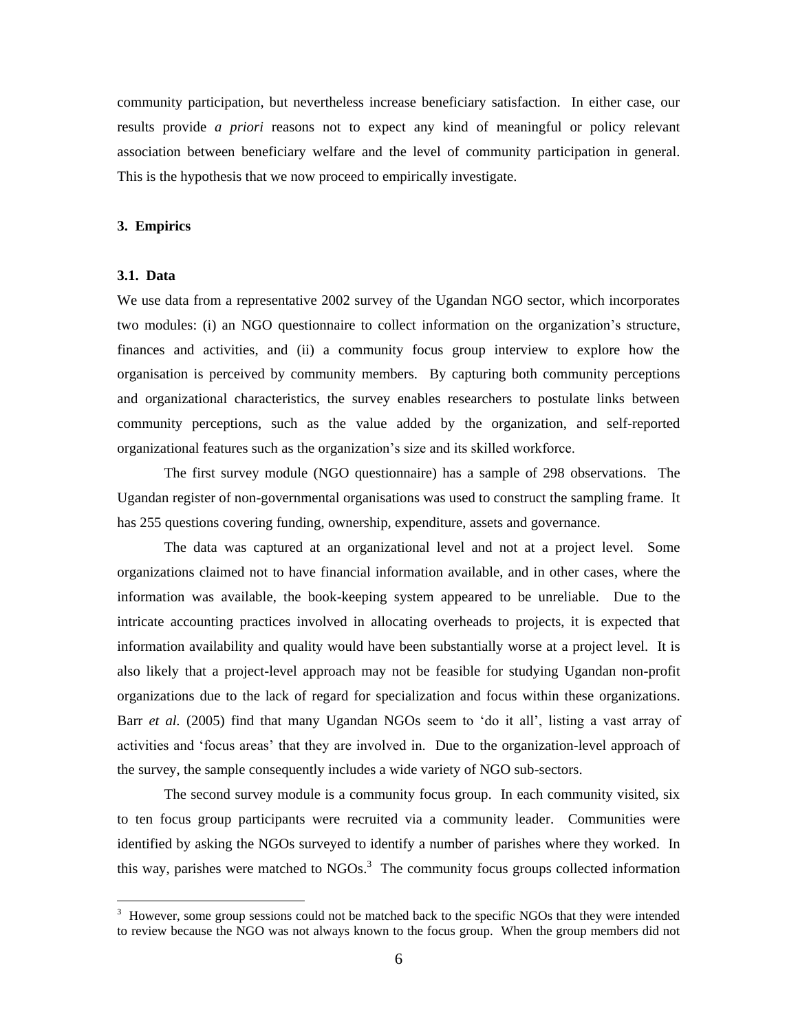community participation, but nevertheless increase beneficiary satisfaction. In either case, our results provide *a priori* reasons not to expect any kind of meaningful or policy relevant association between beneficiary welfare and the level of community participation in general. This is the hypothesis that we now proceed to empirically investigate.

## 3. Empirics

### 3.1. Data

We use data from a representative 2002 survey of the Ugandan NGO sector, which incorporates two modules: (i) an NGO questionnaire to collect information on the organization's structure, finances and activities, and (ii) a community focus group interview to explore how the organisation is perceived by community members. By capturing both community perceptions and organizational characteristics, the survey enables researchers to postulate links between community perceptions, such as the value added by the organization, and self-reported organizational features such as the organization's size and its skilled workforce.

The first survey module (NGO questionnaire) has a sample of 298 observations. The Ugandan register of non-governmental organisations was used to construct the sampling frame. It has 255 questions covering funding, ownership, expenditure, assets and governance.

The data was captured at an organizational level and not at a project level. Some organizations claimed not to have financial information available, and in other cases, where the information was available, the book-keeping system appeared to be unreliable. Due to the intricate accounting practices involved in allocating overheads to projects, it is expected that information availability and quality would have been substantially worse at a project level. It is also likely that a project-level approach may not be feasible for studying Ugandan non-profit organizations due to the lack of regard for specialization and focus within these organizations. Barr *et al.* (2005) find that many Ugandan NGOs seem to 'do it all', listing a vast array of activities and 'focus areas' that they are involved in. Due to the organization-level approach of the survey, the sample consequently includes a wide variety of NGO sub-sectors.

The second survey module is a community focus group. In each community visited, six to ten focus group participants were recruited via a community leader. Communities were identified by asking the NGOs surveyed to identify a number of parishes where they worked. In this way, parishes were matched to NGOs.[3] The community focus groups collected information

[3] However, some group sessions could not be matched back to the specific NGOs that they were intended to review because the NGO was not always known to the focus group. When the group members did not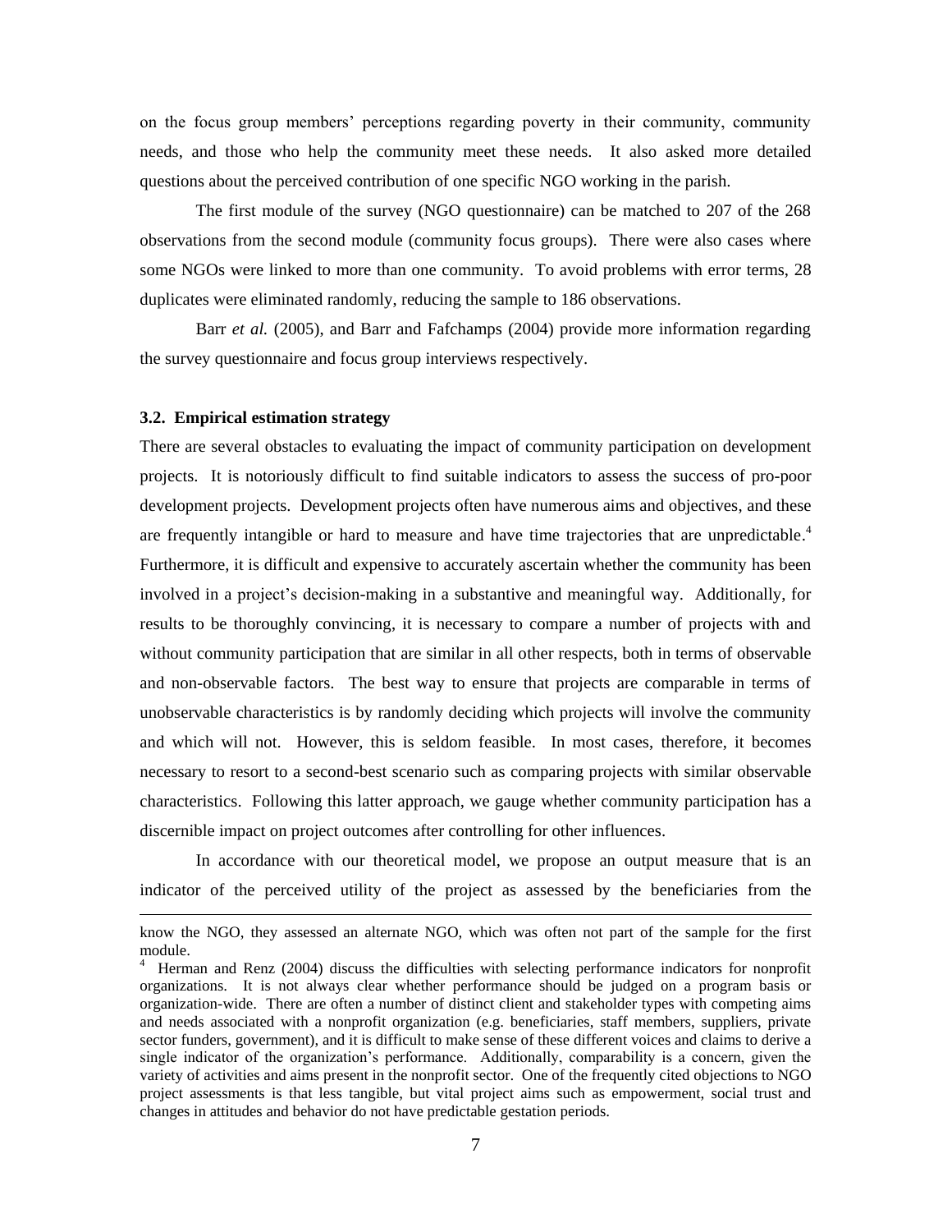on the focus group members' perceptions regarding poverty in their community, community needs, and those who help the community meet these needs. It also asked more detailed questions about the perceived contribution of one specific NGO working in the parish.

The first module of the survey (NGO questionnaire) can be matched to 207 of the 268 observations from the second module (community focus groups). There were also cases where some NGOs were linked to more than one community. To avoid problems with error terms, 28 duplicates were eliminated randomly, reducing the sample to 186 observations.

Barr *et al.* (2005), and Barr and Fafchamps (2004) provide more information regarding the survey questionnaire and focus group interviews respectively.

### 3.2. Empirical estimation strategy

There are several obstacles to evaluating the impact of community participation on development projects. It is notoriously difficult to find suitable indicators to assess the success of pro-poor development projects. Development projects often have numerous aims and objectives, and these are frequently intangible or hard to measure and have time trajectories that are unpredictable.[4] Furthermore, it is difficult and expensive to accurately ascertain whether the community has been involved in a project's decision-making in a substantive and meaningful way. Additionally, for results to be thoroughly convincing, it is necessary to compare a number of projects with and without community participation that are similar in all other respects, both in terms of observable and non-observable factors. The best way to ensure that projects are comparable in terms of unobservable characteristics is by randomly deciding which projects will involve the community and which will not. However, this is seldom feasible. In most cases, therefore, it becomes necessary to resort to a second-best scenario such as comparing projects with similar observable characteristics. Following this latter approach, we gauge whether community participation has a discernible impact on project outcomes after controlling for other influences.

In accordance with our theoretical model, we propose an output measure that is an indicator of the perceived utility of the project as assessed by the beneficiaries from the

---

know the NGO, they assessed an alternate NGO, which was often not part of the sample for the first module.

[4] Herman and Renz (2004) discuss the difficulties with selecting performance indicators for nonprofit organizations. It is not always clear whether performance should be judged on a program basis or organization-wide. There are often a number of distinct client and stakeholder types with competing aims and needs associated with a nonprofit organization (e.g. beneficiaries, staff members, suppliers, private sector funders, government), and it is difficult to make sense of these different voices and claims to derive a single indicator of the organization's performance. Additionally, comparability is a concern, given the variety of activities and aims present in the nonprofit sector. One of the frequently cited objections to NGO project assessments is that less tangible, but vital project aims such as empowerment, social trust and changes in attitudes and behavior do not have predictable gestation periods.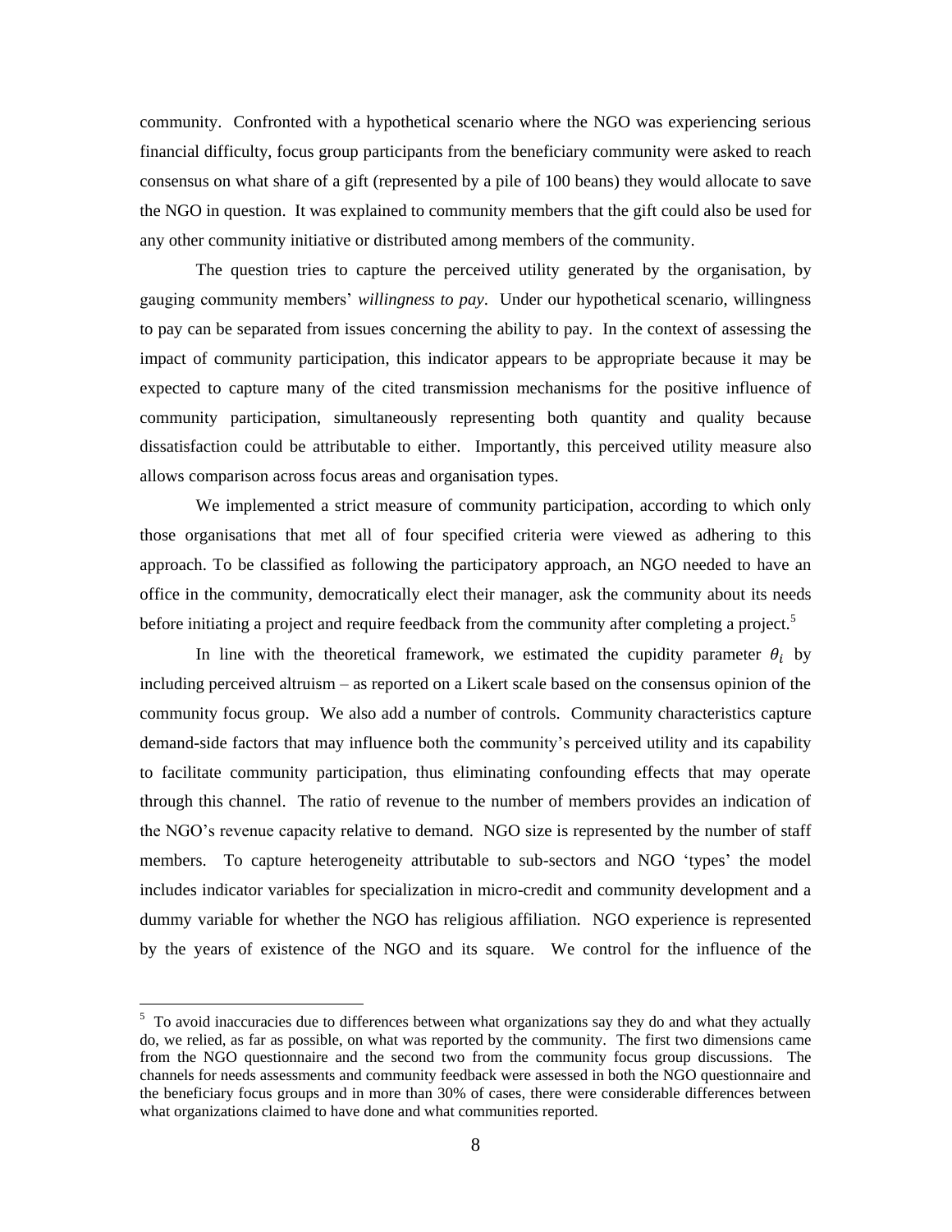community. Confronted with a hypothetical scenario where the NGO was experiencing serious financial difficulty, focus group participants from the beneficiary community were asked to reach consensus on what share of a gift (represented by a pile of 100 beans) they would allocate to save the NGO in question. It was explained to community members that the gift could also be used for any other community initiative or distributed among members of the community.

The question tries to capture the perceived utility generated by the organisation, by gauging community members' *willingness to pay*. Under our hypothetical scenario, willingness to pay can be separated from issues concerning the ability to pay. In the context of assessing the impact of community participation, this indicator appears to be appropriate because it may be expected to capture many of the cited transmission mechanisms for the positive influence of community participation, simultaneously representing both quantity and quality because dissatisfaction could be attributable to either. Importantly, this perceived utility measure also allows comparison across focus areas and organisation types.

We implemented a strict measure of community participation, according to which only those organisations that met all of four specified criteria were viewed as adhering to this approach. To be classified as following the participatory approach, an NGO needed to have an office in the community, democratically elect their manager, ask the community about its needs before initiating a project and require feedback from the community after completing a project.[5]

In line with the theoretical framework, we estimated the cupidity parameter $\theta_i$ by including perceived altruism – as reported on a Likert scale based on the consensus opinion of the community focus group. We also add a number of controls. Community characteristics capture demand-side factors that may influence both the community's perceived utility and its capability to facilitate community participation, thus eliminating confounding effects that may operate through this channel. The ratio of revenue to the number of members provides an indication of the NGO's revenue capacity relative to demand. NGO size is represented by the number of staff members. To capture heterogeneity attributable to sub-sectors and NGO 'types' the model includes indicator variables for specialization in micro-credit and community development and a dummy variable for whether the NGO has religious affiliation. NGO experience is represented by the years of existence of the NGO and its square. We control for the influence of the

---

[5] To avoid inaccuracies due to differences between what organizations say they do and what they actually do, we relied, as far as possible, on what was reported by the community. The first two dimensions came from the NGO questionnaire and the second two from the community focus group discussions. The channels for needs assessments and community feedback were assessed in both the NGO questionnaire and the beneficiary focus groups and in more than 30% of cases, there were considerable differences between what organizations claimed to have done and what communities reported.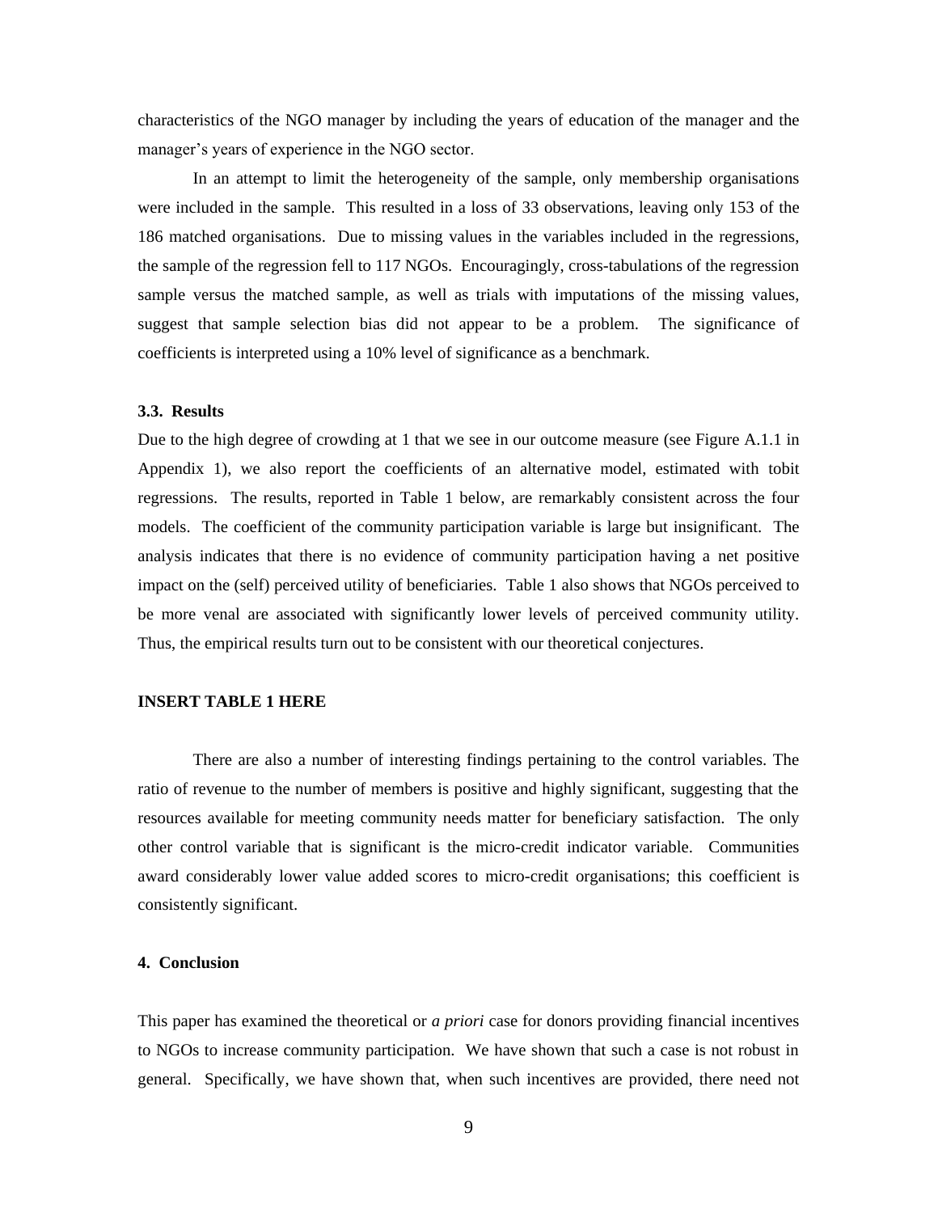characteristics of the NGO manager by including the years of education of the manager and the manager's years of experience in the NGO sector.

In an attempt to limit the heterogeneity of the sample, only membership organisations were included in the sample. This resulted in a loss of 33 observations, leaving only 153 of the 186 matched organisations. Due to missing values in the variables included in the regressions, the sample of the regression fell to 117 NGOs. Encouragingly, cross-tabulations of the regression sample versus the matched sample, as well as trials with imputations of the missing values, suggest that sample selection bias did not appear to be a problem. The significance of coefficients is interpreted using a 10% level of significance as a benchmark.

### 3.3. Results

Due to the high degree of crowding at 1 that we see in our outcome measure (see Figure A.1.1 in Appendix 1), we also report the coefficients of an alternative model, estimated with tobit regressions. The results, reported in Table 1 below, are remarkably consistent across the four models. The coefficient of the community participation variable is large but insignificant. The analysis indicates that there is no evidence of community participation having a net positive impact on the (self) perceived utility of beneficiaries. Table 1 also shows that NGOs perceived to be more venal are associated with significantly lower levels of perceived community utility. Thus, the empirical results turn out to be consistent with our theoretical conjectures.

**INSERT TABLE 1 HERE**

There are also a number of interesting findings pertaining to the control variables. The ratio of revenue to the number of members is positive and highly significant, suggesting that the resources available for meeting community needs matter for beneficiary satisfaction. The only other control variable that is significant is the micro-credit indicator variable. Communities award considerably lower value added scores to micro-credit organisations; this coefficient is consistently significant.

## 4. Conclusion

This paper has examined the theoretical or *a priori* case for donors providing financial incentives to NGOs to increase community participation. We have shown that such a case is not robust in general. Specifically, we have shown that, when such incentives are provided, there need not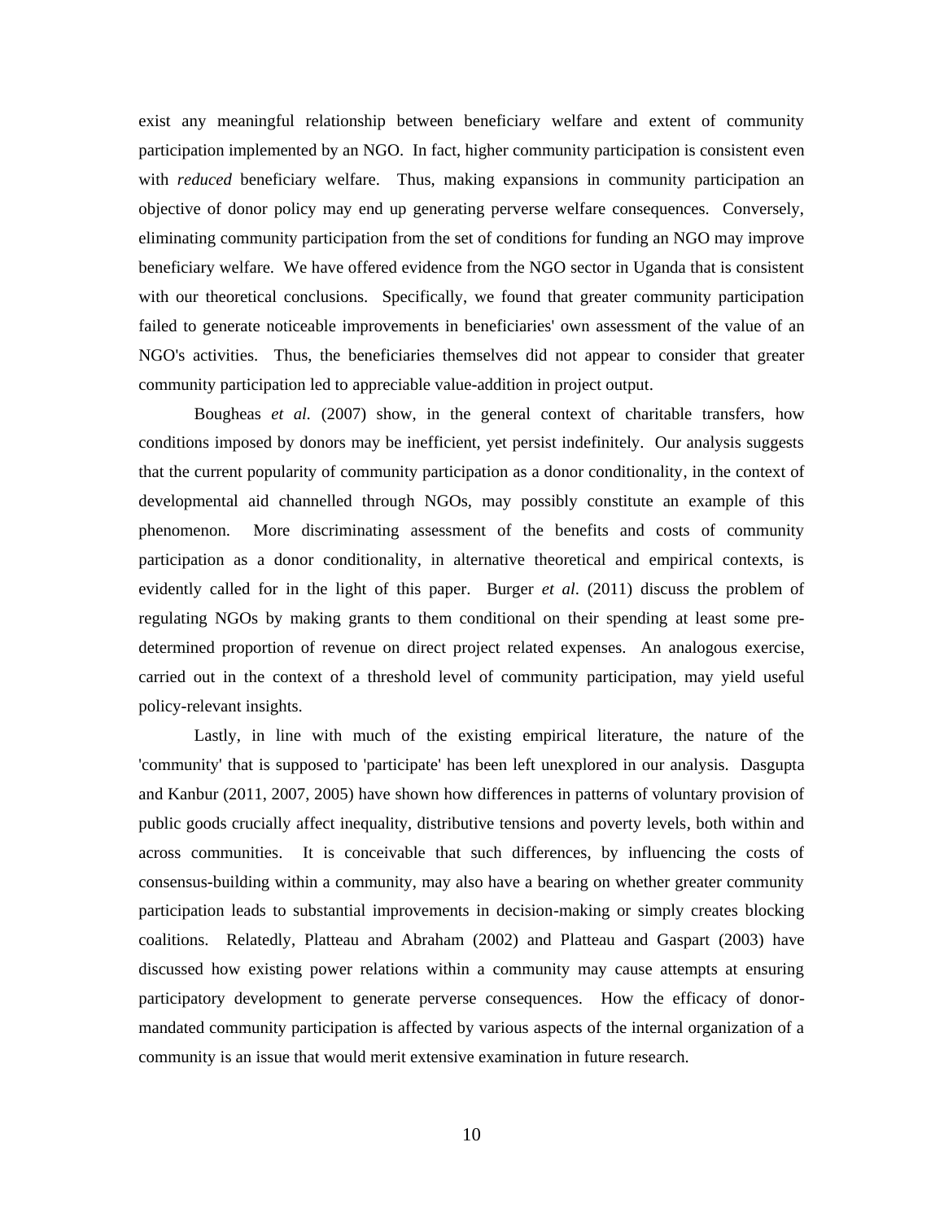exist any meaningful relationship between beneficiary welfare and extent of community participation implemented by an NGO. In fact, higher community participation is consistent even with *reduced* beneficiary welfare. Thus, making expansions in community participation an objective of donor policy may end up generating perverse welfare consequences. Conversely, eliminating community participation from the set of conditions for funding an NGO may improve beneficiary welfare. We have offered evidence from the NGO sector in Uganda that is consistent with our theoretical conclusions. Specifically, we found that greater community participation failed to generate noticeable improvements in beneficiaries' own assessment of the value of an NGO's activities. Thus, the beneficiaries themselves did not appear to consider that greater community participation led to appreciable value-addition in project output.

Bougheas *et al.* (2007) show, in the general context of charitable transfers, how conditions imposed by donors may be inefficient, yet persist indefinitely. Our analysis suggests that the current popularity of community participation as a donor conditionality, in the context of developmental aid channelled through NGOs, may possibly constitute an example of this phenomenon. More discriminating assessment of the benefits and costs of community participation as a donor conditionality, in alternative theoretical and empirical contexts, is evidently called for in the light of this paper. Burger *et al*. (2011) discuss the problem of regulating NGOs by making grants to them conditional on their spending at least some pre-determined proportion of revenue on direct project related expenses. An analogous exercise, carried out in the context of a threshold level of community participation, may yield useful policy-relevant insights.

Lastly, in line with much of the existing empirical literature, the nature of the 'community' that is supposed to 'participate' has been left unexplored in our analysis. Dasgupta and Kanbur (2011, 2007, 2005) have shown how differences in patterns of voluntary provision of public goods crucially affect inequality, distributive tensions and poverty levels, both within and across communities. It is conceivable that such differences, by influencing the costs of consensus-building within a community, may also have a bearing on whether greater community participation leads to substantial improvements in decision-making or simply creates blocking coalitions. Relatedly, Platteau and Abraham (2002) and Platteau and Gaspart (2003) have discussed how existing power relations within a community may cause attempts at ensuring participatory development to generate perverse consequences. How the efficacy of donor-mandated community participation is affected by various aspects of the internal organization of a community is an issue that would merit extensive examination in future research.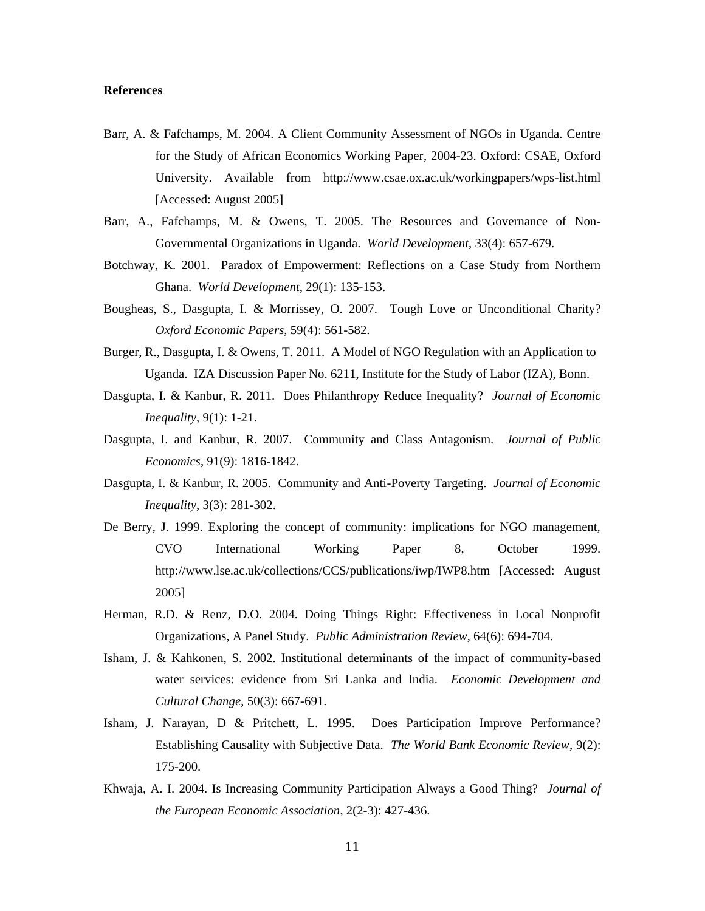**References**

Barr, A. & Fafchamps, M. 2004. A Client Community Assessment of NGOs in Uganda. Centre for the Study of African Economics Working Paper, 2004-23. Oxford: CSAE, Oxford University. Available from http://www.csae.ox.ac.uk/workingpapers/wps-list.html [Accessed: August 2005]

Barr, A., Fafchamps, M. & Owens, T. 2005. The Resources and Governance of Non-Governmental Organizations in Uganda. *World Development*, 33(4): 657-679.

Botchway, K. 2001. Paradox of Empowerment: Reflections on a Case Study from Northern Ghana. *World Development*, 29(1): 135-153.

Bougheas, S., Dasgupta, I. & Morrissey, O. 2007. Tough Love or Unconditional Charity? *Oxford Economic Papers*, 59(4): 561-582.

Burger, R., Dasgupta, I. & Owens, T. 2011. A Model of NGO Regulation with an Application to Uganda. IZA Discussion Paper No. 6211, Institute for the Study of Labor (IZA), Bonn.

Dasgupta, I. & Kanbur, R. 2011. Does Philanthropy Reduce Inequality? *Journal of Economic Inequality*, 9(1): 1-21.

Dasgupta, I. and Kanbur, R. 2007. Community and Class Antagonism. *Journal of Public Economics*, 91(9): 1816-1842.

Dasgupta, I. & Kanbur, R. 2005. Community and Anti-Poverty Targeting. *Journal of Economic Inequality*, 3(3): 281-302.

De Berry, J. 1999. Exploring the concept of community: implications for NGO management, CVO International Working Paper 8, October 1999. http://www.lse.ac.uk/collections/CCS/publications/iwp/IWP8.htm [Accessed: August 2005]

Herman, R.D. & Renz, D.O. 2004. Doing Things Right: Effectiveness in Local Nonprofit Organizations, A Panel Study. *Public Administration Review*, 64(6): 694-704.

Isham, J. & Kahkonen, S. 2002. Institutional determinants of the impact of community-based water services: evidence from Sri Lanka and India. *Economic Development and Cultural Change*, 50(3): 667-691.

Isham, J. Narayan, D & Pritchett, L. 1995. Does Participation Improve Performance? Establishing Causality with Subjective Data. *The World Bank Economic Review*, 9(2): 175-200.

Khwaja, A. I. 2004. Is Increasing Community Participation Always a Good Thing? *Journal of the European Economic Association*, 2(2-3): 427-436.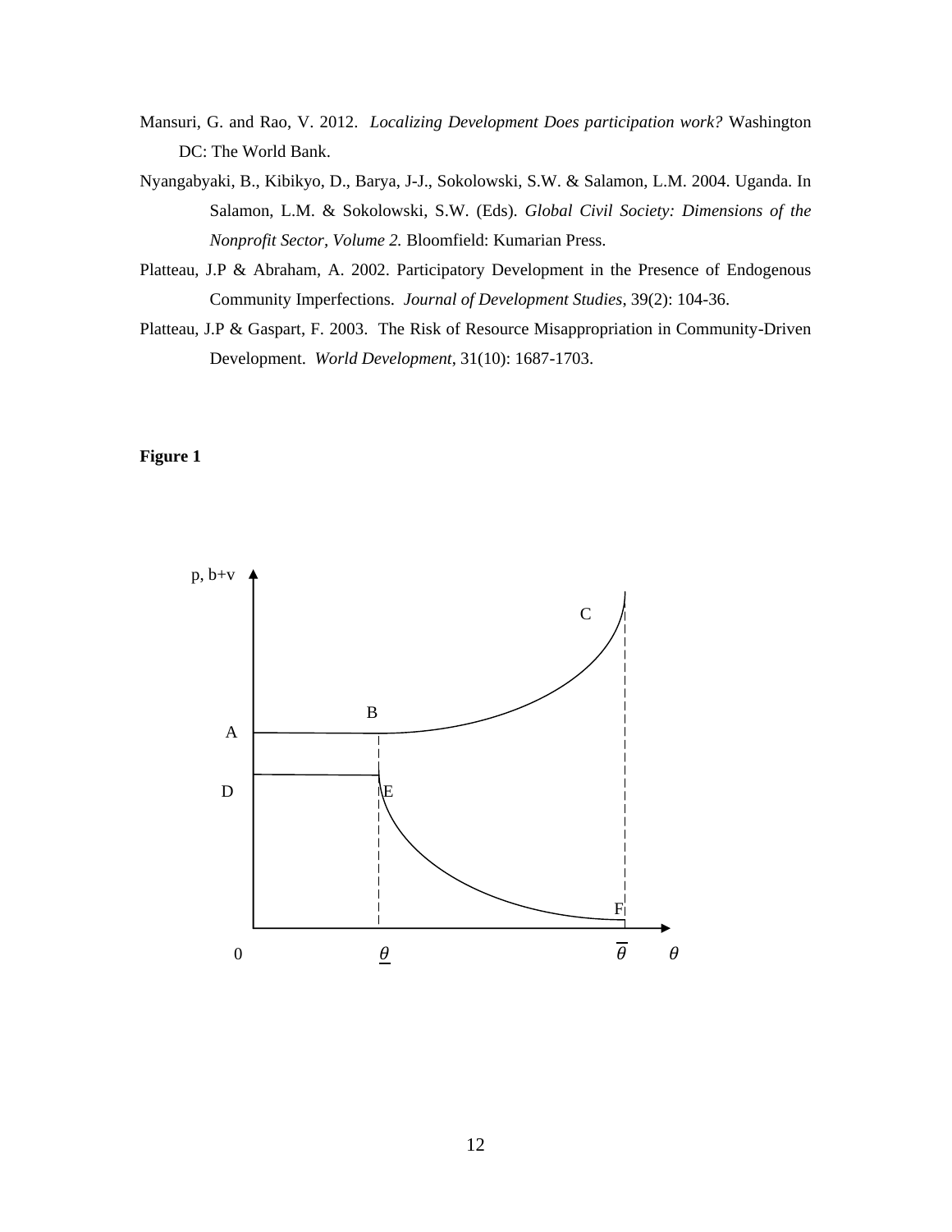Mansuri, G. and Rao, V. 2012. *Localizing Development Does participation work?* Washington DC: The World Bank.

Nyangabyaki, B., Kibikyo, D., Barya, J-J., Sokolowski, S.W. & Salamon, L.M. 2004. Uganda. In Salamon, L.M. & Sokolowski, S.W. (Eds). *Global Civil Society: Dimensions of the Nonprofit Sector, Volume 2.* Bloomfield: Kumarian Press.

Platteau, J.P & Abraham, A. 2002. Participatory Development in the Presence of Endogenous Community Imperfections. *Journal of Development Studies*, 39(2): 104-36.

Platteau, J.P & Gaspart, F. 2003. The Risk of Resource Misappropriation in Community-Driven Development. *World Development*, 31(10): 1687-1703.

**Figure 1**

p, b+v

A, B, C, D, E, F

0 $\underline{\theta}$ $\overline{\theta}$ $\theta$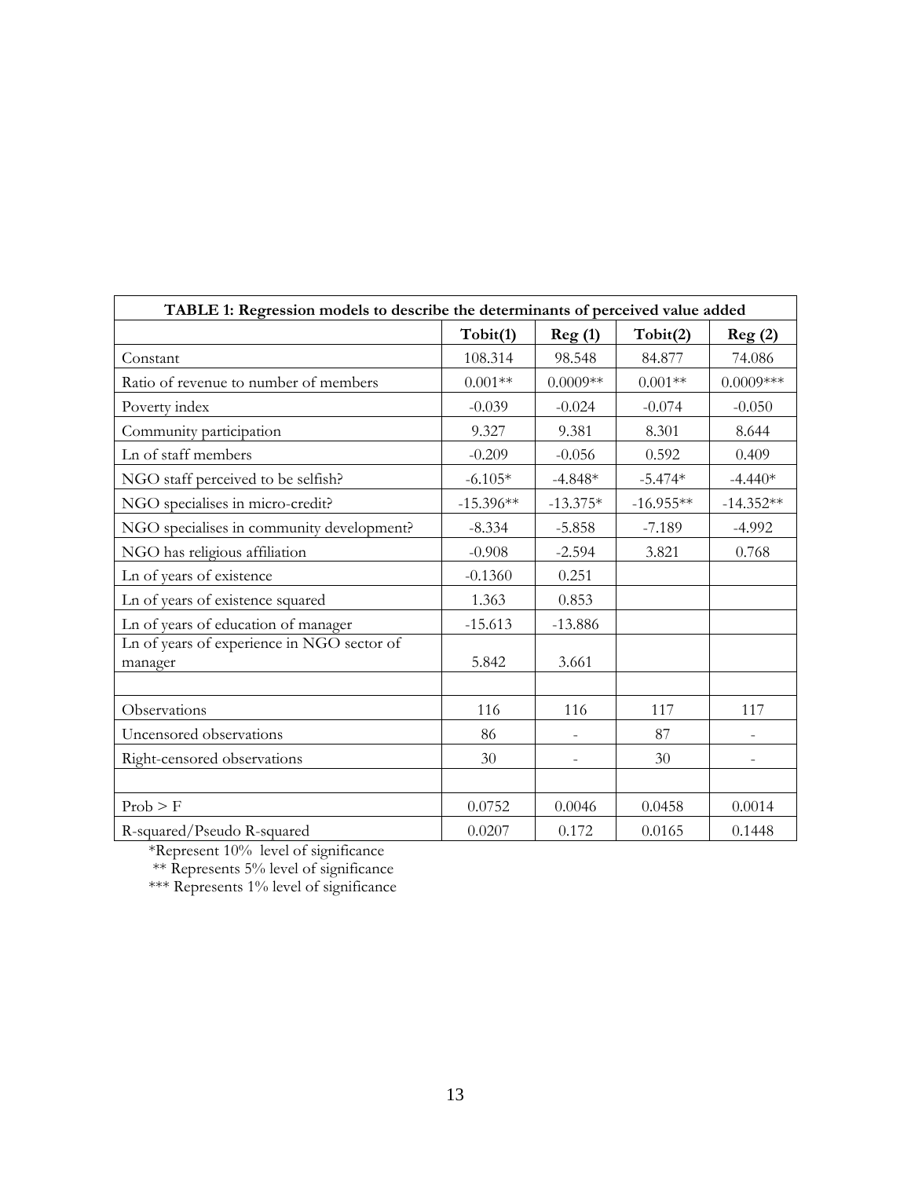**TABLE 1: Regression models to describe the determinants of perceived value added**

| | Tobit(1) | Reg (1) | Tobit(2) | Reg (2) |
|---|---|---|---|---|
| Constant | 108.314 | 98.548 | 84.877 | 74.086 |
| Ratio of revenue to number of members | 0.001** | 0.0009** | 0.001** | 0.0009*** |
| Poverty index | -0.039 | -0.024 | -0.074 | -0.050 |
| Community participation | 9.327 | 9.381 | 8.301 | 8.644 |
| Ln of staff members | -0.209 | -0.056 | 0.592 | 0.409 |
| NGO staff perceived to be selfish? | -6.105* | -4.848* | -5.474* | -4.440* |
| NGO specialises in micro-credit? | -15.396** | -13.375* | -16.955** | -14.352** |
| NGO specialises in community development? | -8.334 | -5.858 | -7.189 | -4.992 |
| NGO has religious affiliation | -0.908 | -2.594 | 3.821 | 0.768 |
| Ln of years of existence | -0.1360 | 0.251 | | |
| Ln of years of existence squared | 1.363 | 0.853 | | |
| Ln of years of education of manager | -15.613 | -13.886 | | |
| Ln of years of experience in NGO sector of manager | 5.842 | 3.661 | | |
| | | | | |
| Observations | 116 | 116 | 117 | 117 |
| Uncensored observations | 86 | - | 87 | - |
| Right-censored observations | 30 | - | 30 | - |
| | | | | |
| Prob > F | 0.0752 | 0.0046 | 0.0458 | 0.0014 |
| R-squared/Pseudo R-squared | 0.0207 | 0.172 | 0.0165 | 0.1448 |

*Represent 10% level of significance

** Represents 5% level of significance

*** Represents 1% level of significance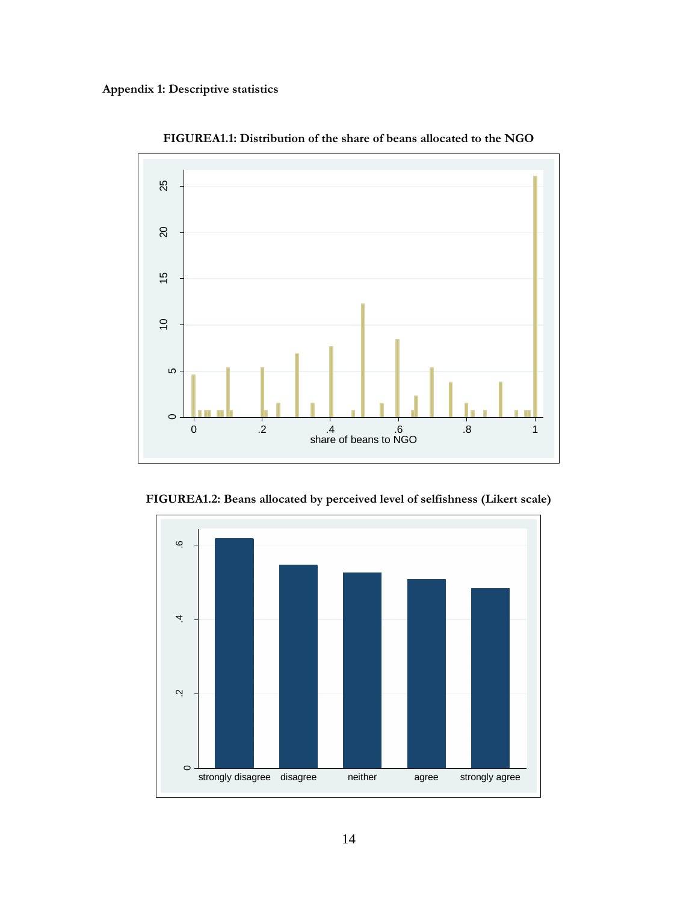**Appendix 1: Descriptive statistics**

**FIGUREA1.1: Distribution of the share of beans allocated to the NGO**

**FIGUREA1.2: Beans allocated by perceived level of selfishness (Likert scale)**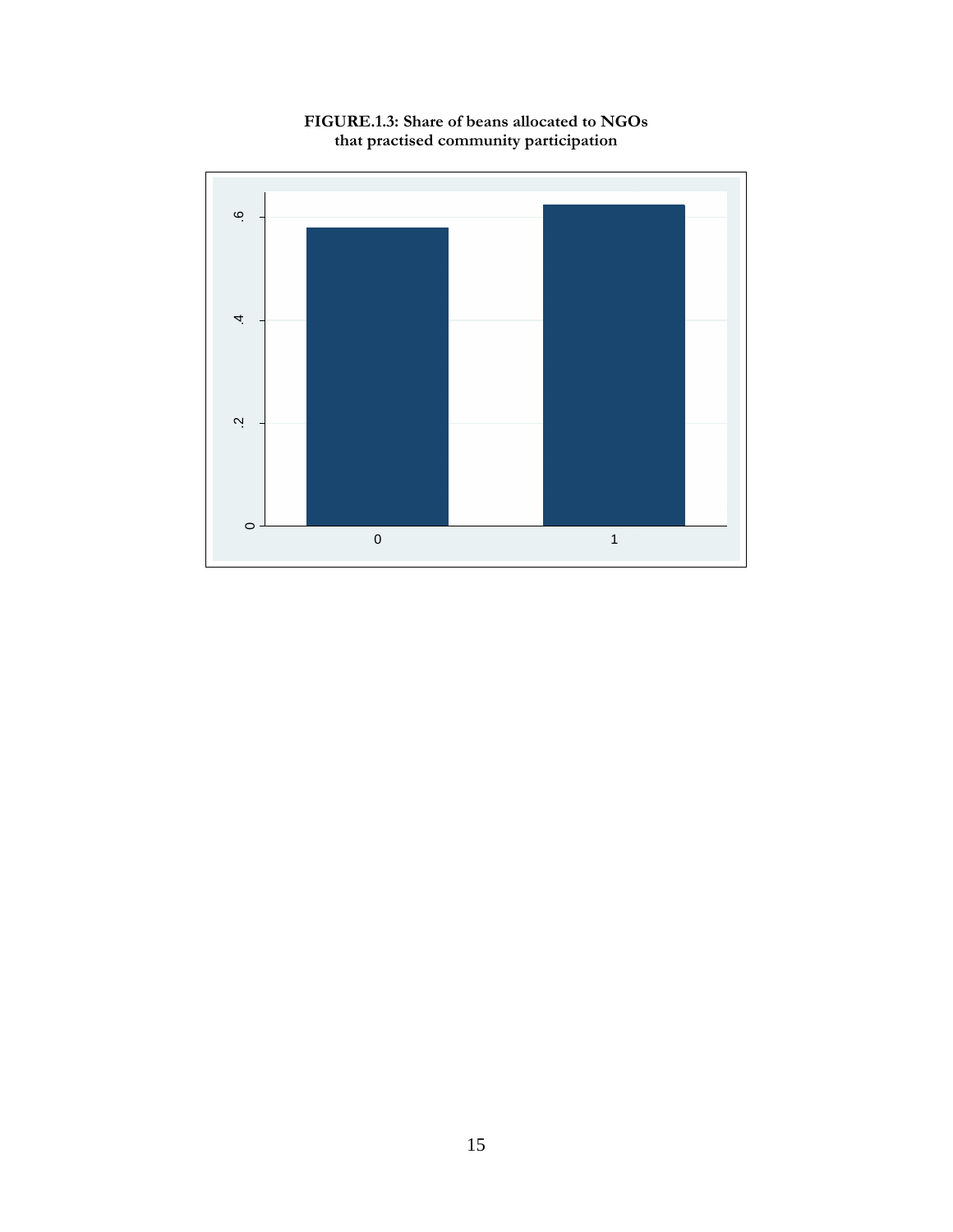**FIGURE.1.3: Share of beans allocated to NGOs that practised community participation**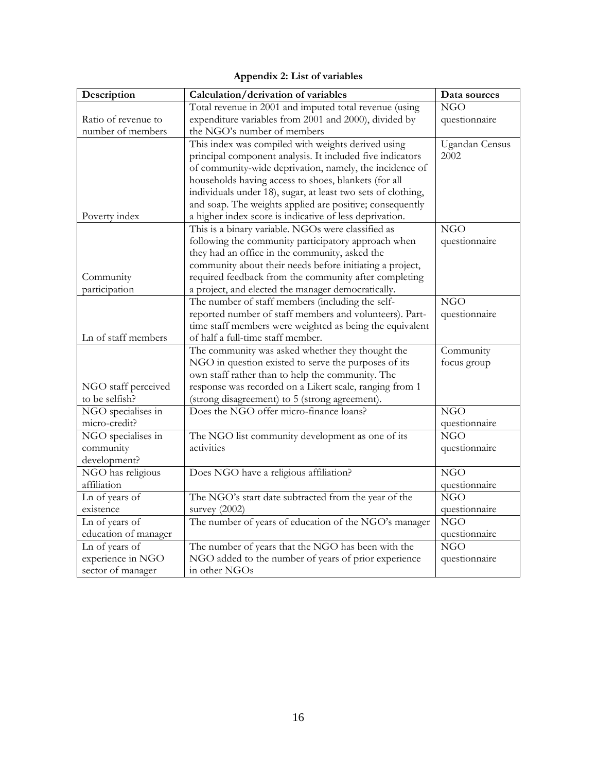**Appendix 2: List of variables**

| Description | Calculation/derivation of variables | Data sources |
|---|---|---|
| Ratio of revenue to number of members | Total revenue in 2001 and imputed total revenue (using expenditure variables from 2001 and 2000), divided by the NGO's number of members | NGO questionnaire |
| Poverty index | This index was compiled with weights derived using principal component analysis. It included five indicators of community-wide deprivation, namely, the incidence of households having access to shoes, blankets (for all individuals under 18), sugar, at least two sets of clothing, and soap. The weights applied are positive; consequently a higher index score is indicative of less deprivation. | Ugandan Census 2002 |
| Community participation | This is a binary variable. NGOs were classified as following the community participatory approach when they had an office in the community, asked the community about their needs before initiating a project, required feedback from the community after completing a project, and elected the manager democratically. | NGO questionnaire |
| Ln of staff members | The number of staff members (including the self-reported number of staff members and volunteers). Part-time staff members were weighted as being the equivalent of half a full-time staff member. | NGO questionnaire |
| NGO staff perceived to be selfish? | The community was asked whether they thought the NGO in question existed to serve the purposes of its own staff rather than to help the community. The response was recorded on a Likert scale, ranging from 1 (strong disagreement) to 5 (strong agreement). | Community focus group |
| NGO specialises in micro-credit? | Does the NGO offer micro-finance loans? | NGO questionnaire |
| NGO specialises in community development? | The NGO list community development as one of its activities | NGO questionnaire |
| NGO has religious affiliation | Does NGO have a religious affiliation? | NGO questionnaire |
| Ln of years of existence | The NGO's start date subtracted from the year of the survey (2002) | NGO questionnaire |
| Ln of years of education of manager | The number of years of education of the NGO's manager | NGO questionnaire |
| Ln of years of experience in NGO sector of manager | The number of years that the NGO has been with the NGO added to the number of years of prior experience in other NGOs | NGO questionnaire |